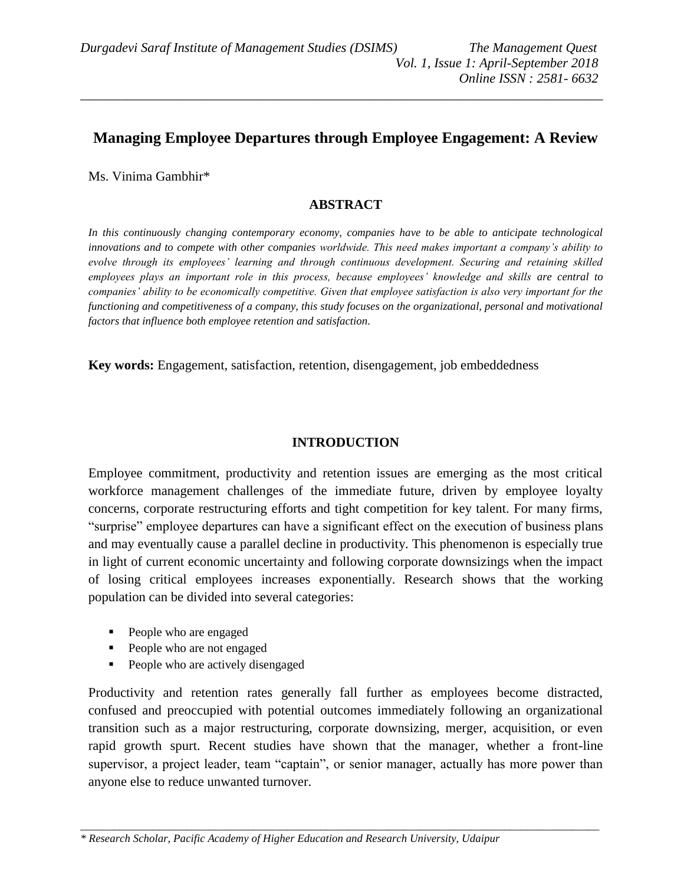# Managing Employee Departures through Employee Engagement: A Review

Ms. Vinima Gambhir*

## ABSTRACT

*In this continuously changing contemporary economy, companies have to be able to anticipate technological innovations and to compete with other companies worldwide. This need makes important a company's ability to evolve through its employees' learning and through continuous development. Securing and retaining skilled employees plays an important role in this process, because employees' knowledge and skills are central to companies' ability to be economically competitive. Given that employee satisfaction is also very important for the functioning and competitiveness of a company, this study focuses on the organizational, personal and motivational factors that influence both employee retention and satisfaction.*

**Key words:** Engagement, satisfaction, retention, disengagement, job embeddedness

## INTRODUCTION

Employee commitment, productivity and retention issues are emerging as the most critical workforce management challenges of the immediate future, driven by employee loyalty concerns, corporate restructuring efforts and tight competition for key talent. For many firms, "surprise" employee departures can have a significant effect on the execution of business plans and may eventually cause a parallel decline in productivity. This phenomenon is especially true in light of current economic uncertainty and following corporate downsizings when the impact of losing critical employees increases exponentially. Research shows that the working population can be divided into several categories:

- People who are engaged
- People who are not engaged
- People who are actively disengaged

Productivity and retention rates generally fall further as employees become distracted, confused and preoccupied with potential outcomes immediately following an organizational transition such as a major restructuring, corporate downsizing, merger, acquisition, or even rapid growth spurt. Recent studies have shown that the manager, whether a front-line supervisor, a project leader, team "captain", or senior manager, actually has more power than anyone else to reduce unwanted turnover.

---

*\* Research Scholar, Pacific Academy of Higher Education and Research University, Udaipur*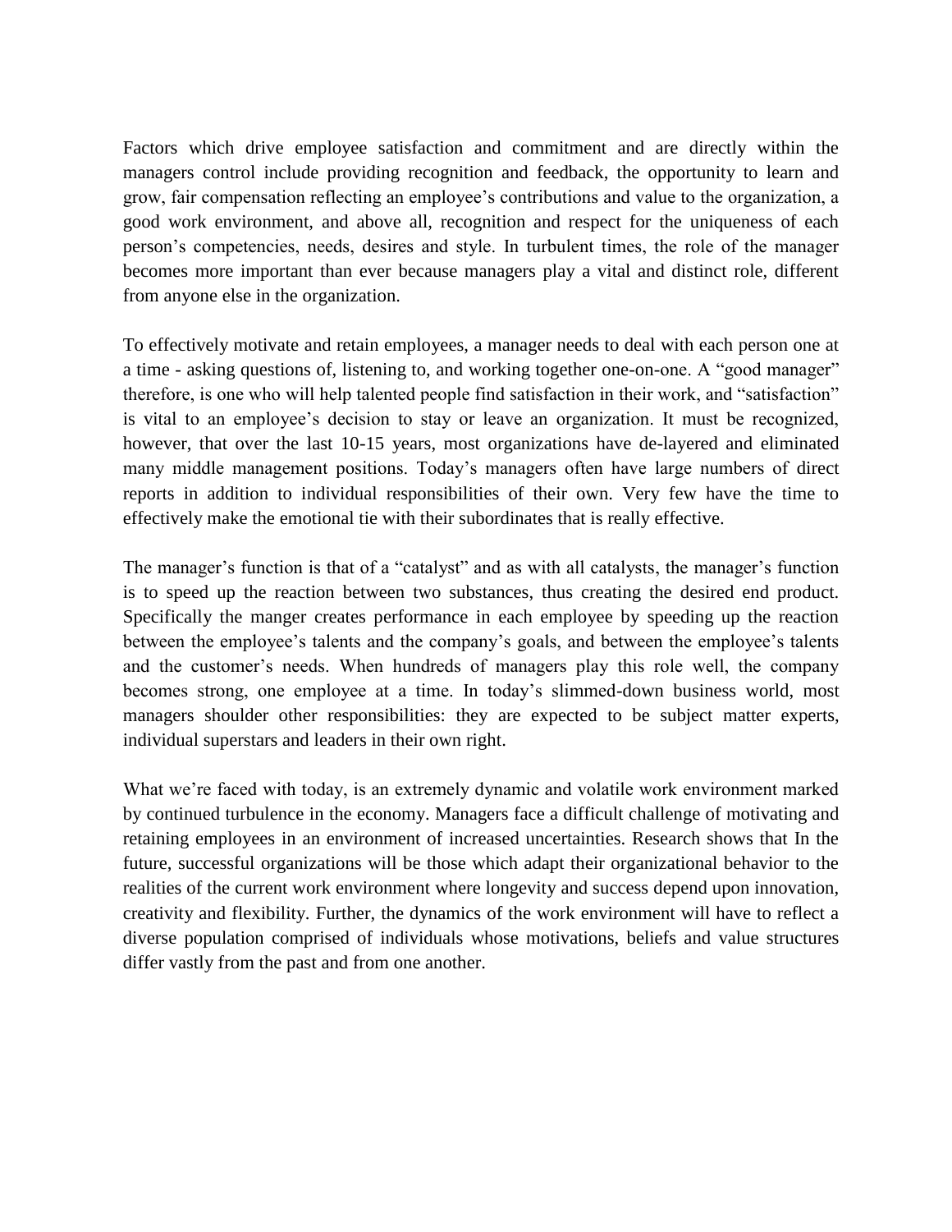Factors which drive employee satisfaction and commitment and are directly within the managers control include providing recognition and feedback, the opportunity to learn and grow, fair compensation reflecting an employee's contributions and value to the organization, a good work environment, and above all, recognition and respect for the uniqueness of each person's competencies, needs, desires and style. In turbulent times, the role of the manager becomes more important than ever because managers play a vital and distinct role, different from anyone else in the organization.

To effectively motivate and retain employees, a manager needs to deal with each person one at a time - asking questions of, listening to, and working together one-on-one. A "good manager" therefore, is one who will help talented people find satisfaction in their work, and "satisfaction" is vital to an employee's decision to stay or leave an organization. It must be recognized, however, that over the last 10-15 years, most organizations have de-layered and eliminated many middle management positions. Today's managers often have large numbers of direct reports in addition to individual responsibilities of their own. Very few have the time to effectively make the emotional tie with their subordinates that is really effective.

The manager's function is that of a "catalyst" and as with all catalysts, the manager's function is to speed up the reaction between two substances, thus creating the desired end product. Specifically the manger creates performance in each employee by speeding up the reaction between the employee's talents and the company's goals, and between the employee's talents and the customer's needs. When hundreds of managers play this role well, the company becomes strong, one employee at a time. In today's slimmed-down business world, most managers shoulder other responsibilities: they are expected to be subject matter experts, individual superstars and leaders in their own right.

What we're faced with today, is an extremely dynamic and volatile work environment marked by continued turbulence in the economy. Managers face a difficult challenge of motivating and retaining employees in an environment of increased uncertainties. Research shows that In the future, successful organizations will be those which adapt their organizational behavior to the realities of the current work environment where longevity and success depend upon innovation, creativity and flexibility. Further, the dynamics of the work environment will have to reflect a diverse population comprised of individuals whose motivations, beliefs and value structures differ vastly from the past and from one another.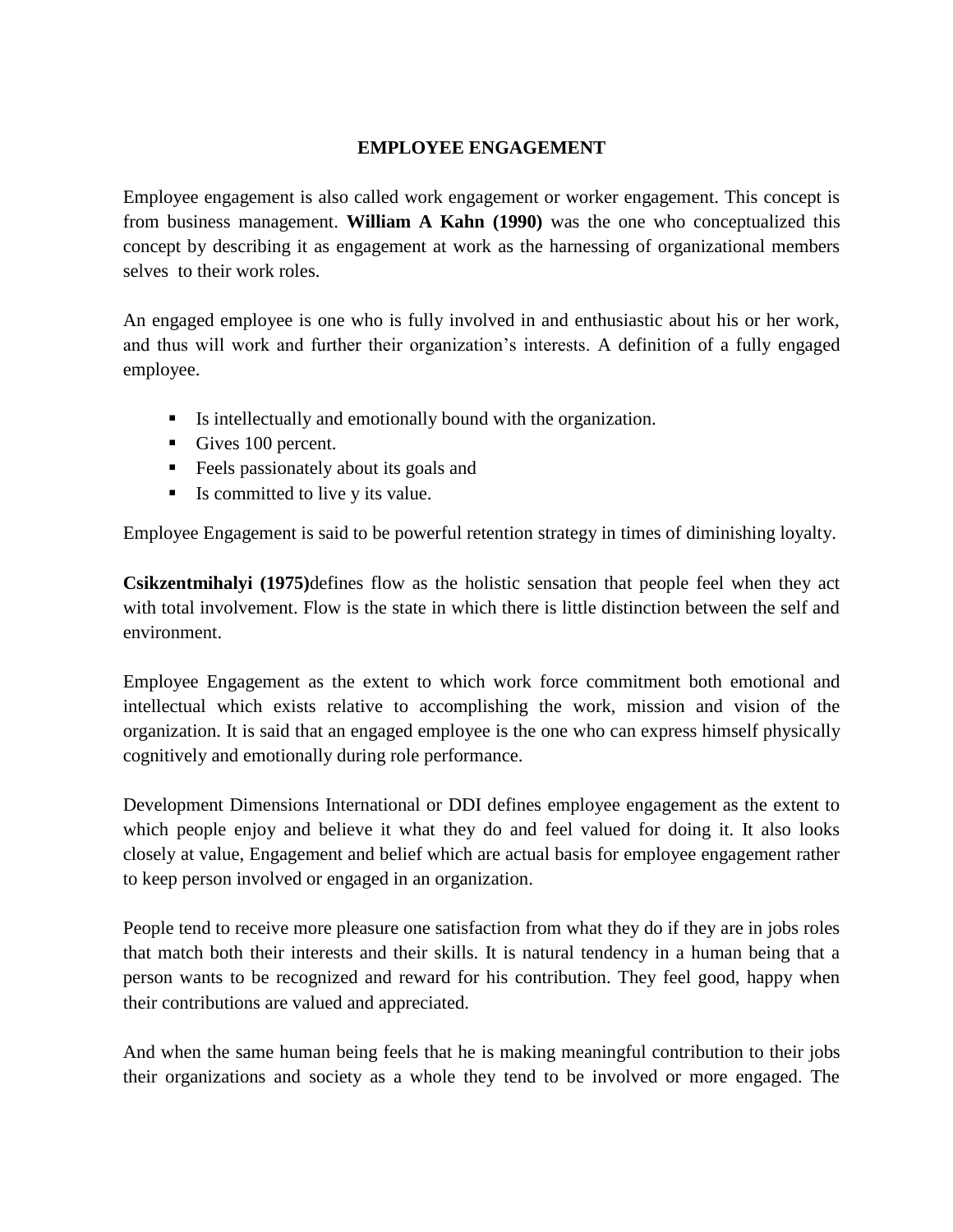# EMPLOYEE ENGAGEMENT

Employee engagement is also called work engagement or worker engagement. This concept is from business management. **William A Kahn (1990)** was the one who conceptualized this concept by describing it as engagement at work as the harnessing of organizational members selves to their work roles.

An engaged employee is one who is fully involved in and enthusiastic about his or her work, and thus will work and further their organization's interests. A definition of a fully engaged employee.

- Is intellectually and emotionally bound with the organization.
- Gives 100 percent.
- Feels passionately about its goals and
- Is committed to live y its value.

Employee Engagement is said to be powerful retention strategy in times of diminishing loyalty.

**Csikzentmihalyi (1975)**defines flow as the holistic sensation that people feel when they act with total involvement. Flow is the state in which there is little distinction between the self and environment.

Employee Engagement as the extent to which work force commitment both emotional and intellectual which exists relative to accomplishing the work, mission and vision of the organization. It is said that an engaged employee is the one who can express himself physically cognitively and emotionally during role performance.

Development Dimensions International or DDI defines employee engagement as the extent to which people enjoy and believe it what they do and feel valued for doing it. It also looks closely at value, Engagement and belief which are actual basis for employee engagement rather to keep person involved or engaged in an organization.

People tend to receive more pleasure one satisfaction from what they do if they are in jobs roles that match both their interests and their skills. It is natural tendency in a human being that a person wants to be recognized and reward for his contribution. They feel good, happy when their contributions are valued and appreciated.

And when the same human being feels that he is making meaningful contribution to their jobs their organizations and society as a whole they tend to be involved or more engaged. The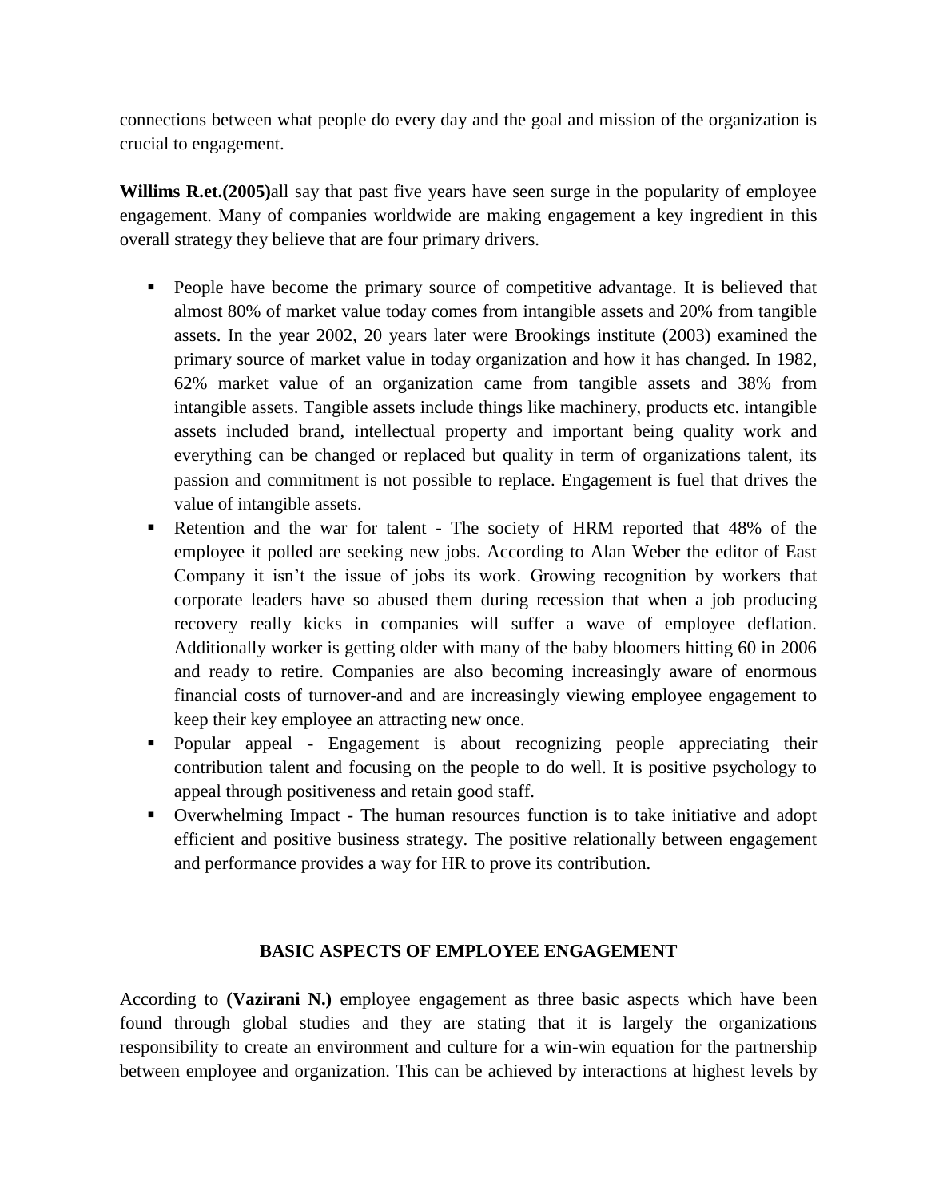connections between what people do every day and the goal and mission of the organization is crucial to engagement.

**Willims R.et.(2005)**all say that past five years have seen surge in the popularity of employee engagement. Many of companies worldwide are making engagement a key ingredient in this overall strategy they believe that are four primary drivers.

- People have become the primary source of competitive advantage. It is believed that almost 80% of market value today comes from intangible assets and 20% from tangible assets. In the year 2002, 20 years later were Brookings institute (2003) examined the primary source of market value in today organization and how it has changed. In 1982, 62% market value of an organization came from tangible assets and 38% from intangible assets. Tangible assets include things like machinery, products etc. intangible assets included brand, intellectual property and important being quality work and everything can be changed or replaced but quality in term of organizations talent, its passion and commitment is not possible to replace. Engagement is fuel that drives the value of intangible assets.
- Retention and the war for talent - The society of HRM reported that 48% of the employee it polled are seeking new jobs. According to Alan Weber the editor of East Company it isn't the issue of jobs its work. Growing recognition by workers that corporate leaders have so abused them during recession that when a job producing recovery really kicks in companies will suffer a wave of employee deflation. Additionally worker is getting older with many of the baby bloomers hitting 60 in 2006 and ready to retire. Companies are also becoming increasingly aware of enormous financial costs of turnover-and and are increasingly viewing employee engagement to keep their key employee an attracting new once.
- Popular appeal - Engagement is about recognizing people appreciating their contribution talent and focusing on the people to do well. It is positive psychology to appeal through positiveness and retain good staff.
- Overwhelming Impact - The human resources function is to take initiative and adopt efficient and positive business strategy. The positive relationally between engagement and performance provides a way for HR to prove its contribution.

## BASIC ASPECTS OF EMPLOYEE ENGAGEMENT

According to **(Vazirani N.)** employee engagement as three basic aspects which have been found through global studies and they are stating that it is largely the organizations responsibility to create an environment and culture for a win-win equation for the partnership between employee and organization. This can be achieved by interactions at highest levels by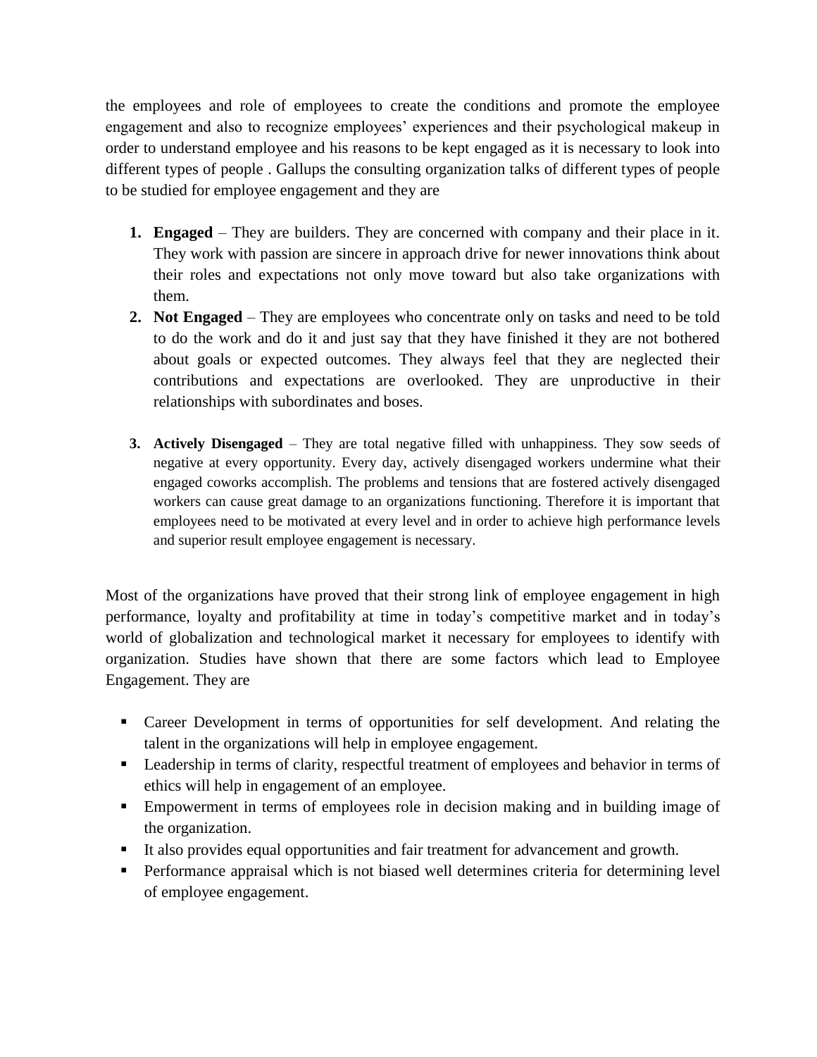the employees and role of employees to create the conditions and promote the employee engagement and also to recognize employees' experiences and their psychological makeup in order to understand employee and his reasons to be kept engaged as it is necessary to look into different types of people . Gallups the consulting organization talks of different types of people to be studied for employee engagement and they are

1. **Engaged** – They are builders. They are concerned with company and their place in it. They work with passion are sincere in approach drive for newer innovations think about their roles and expectations not only move toward but also take organizations with them.
2. **Not Engaged** – They are employees who concentrate only on tasks and need to be told to do the work and do it and just say that they have finished it they are not bothered about goals or expected outcomes. They always feel that they are neglected their contributions and expectations are overlooked. They are unproductive in their relationships with subordinates and boses.
3. **Actively Disengaged** – They are total negative filled with unhappiness. They sow seeds of negative at every opportunity. Every day, actively disengaged workers undermine what their engaged coworks accomplish. The problems and tensions that are fostered actively disengaged workers can cause great damage to an organizations functioning. Therefore it is important that employees need to be motivated at every level and in order to achieve high performance levels and superior result employee engagement is necessary.

Most of the organizations have proved that their strong link of employee engagement in high performance, loyalty and profitability at time in today's competitive market and in today's world of globalization and technological market it necessary for employees to identify with organization. Studies have shown that there are some factors which lead to Employee Engagement. They are

- Career Development in terms of opportunities for self development. And relating the talent in the organizations will help in employee engagement.
- Leadership in terms of clarity, respectful treatment of employees and behavior in terms of ethics will help in engagement of an employee.
- Empowerment in terms of employees role in decision making and in building image of the organization.
- It also provides equal opportunities and fair treatment for advancement and growth.
- Performance appraisal which is not biased well determines criteria for determining level of employee engagement.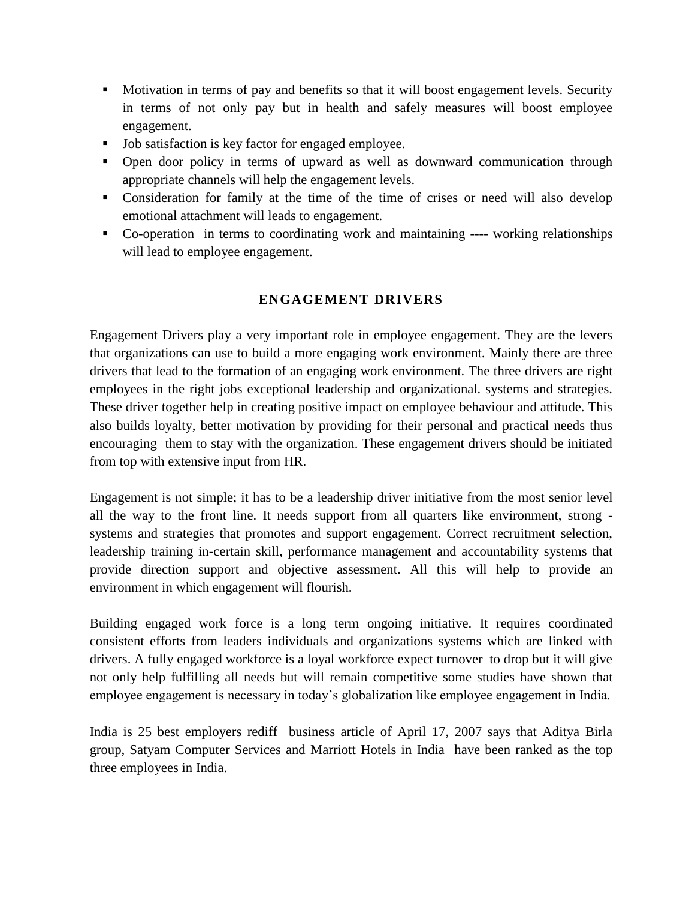- Motivation in terms of pay and benefits so that it will boost engagement levels. Security in terms of not only pay but in health and safely measures will boost employee engagement.
- Job satisfaction is key factor for engaged employee.
- Open door policy in terms of upward as well as downward communication through appropriate channels will help the engagement levels.
- Consideration for family at the time of the time of crises or need will also develop emotional attachment will leads to engagement.
- Co-operation in terms to coordinating work and maintaining ---- working relationships will lead to employee engagement.

## ENGAGEMENT DRIVERS

Engagement Drivers play a very important role in employee engagement. They are the levers that organizations can use to build a more engaging work environment. Mainly there are three drivers that lead to the formation of an engaging work environment. The three drivers are right employees in the right jobs exceptional leadership and organizational. systems and strategies. These driver together help in creating positive impact on employee behaviour and attitude. This also builds loyalty, better motivation by providing for their personal and practical needs thus encouraging them to stay with the organization. These engagement drivers should be initiated from top with extensive input from HR.

Engagement is not simple; it has to be a leadership driver initiative from the most senior level all the way to the front line. It needs support from all quarters like environment, strong - systems and strategies that promotes and support engagement. Correct recruitment selection, leadership training in-certain skill, performance management and accountability systems that provide direction support and objective assessment. All this will help to provide an environment in which engagement will flourish.

Building engaged work force is a long term ongoing initiative. It requires coordinated consistent efforts from leaders individuals and organizations systems which are linked with drivers. A fully engaged workforce is a loyal workforce expect turnover to drop but it will give not only help fulfilling all needs but will remain competitive some studies have shown that employee engagement is necessary in today's globalization like employee engagement in India.

India is 25 best employers rediff business article of April 17, 2007 says that Aditya Birla group, Satyam Computer Services and Marriott Hotels in India have been ranked as the top three employees in India.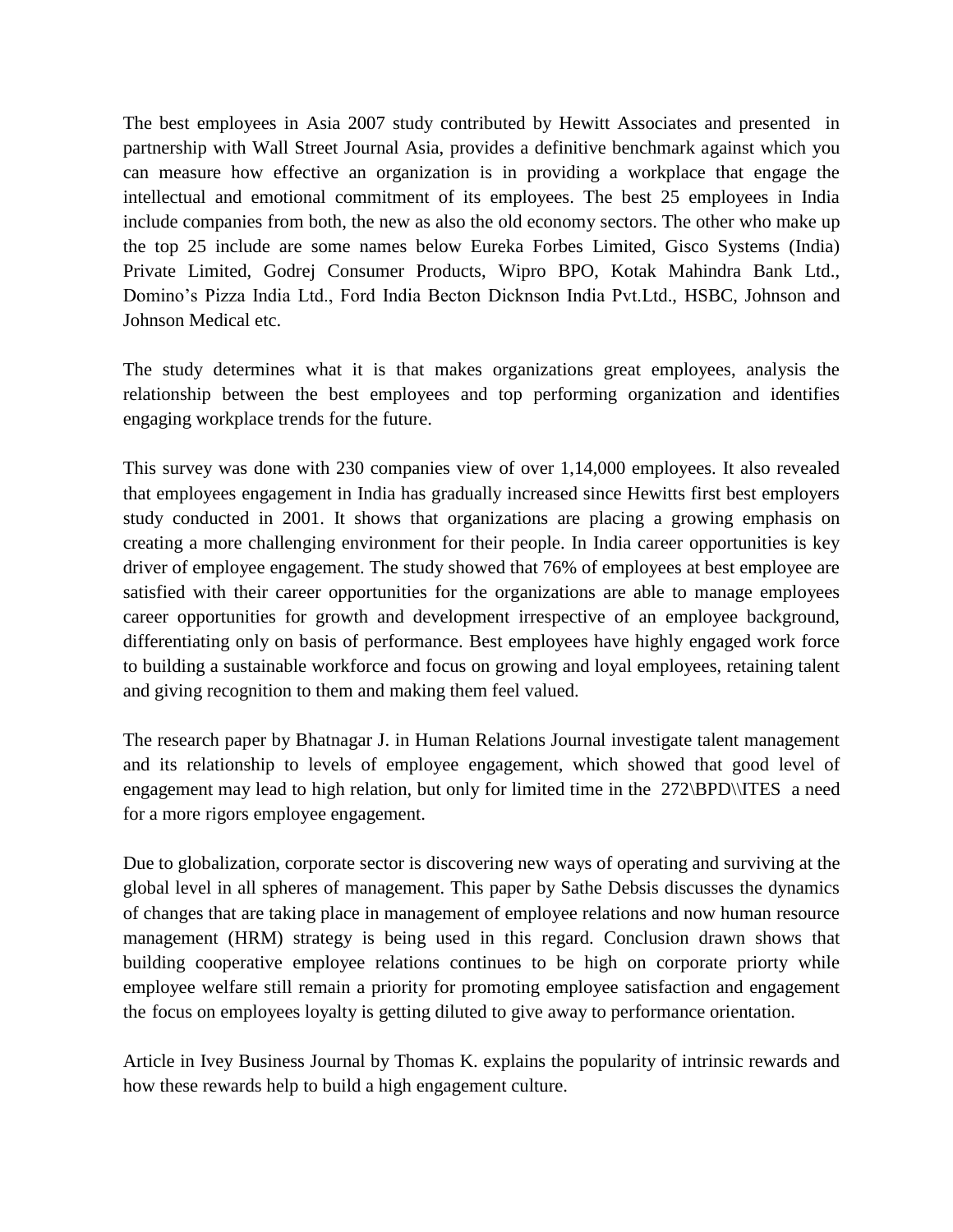The best employees in Asia 2007 study contributed by Hewitt Associates and presented in partnership with Wall Street Journal Asia, provides a definitive benchmark against which you can measure how effective an organization is in providing a workplace that engage the intellectual and emotional commitment of its employees. The best 25 employees in India include companies from both, the new as also the old economy sectors. The other who make up the top 25 include are some names below Eureka Forbes Limited, Gisco Systems (India) Private Limited, Godrej Consumer Products, Wipro BPO, Kotak Mahindra Bank Ltd., Domino's Pizza India Ltd., Ford India Becton Dicknson India Pvt.Ltd., HSBC, Johnson and Johnson Medical etc.

The study determines what it is that makes organizations great employees, analysis the relationship between the best employees and top performing organization and identifies engaging workplace trends for the future.

This survey was done with 230 companies view of over 1,14,000 employees. It also revealed that employees engagement in India has gradually increased since Hewitts first best employers study conducted in 2001. It shows that organizations are placing a growing emphasis on creating a more challenging environment for their people. In India career opportunities is key driver of employee engagement. The study showed that 76% of employees at best employee are satisfied with their career opportunities for the organizations are able to manage employees career opportunities for growth and development irrespective of an employee background, differentiating only on basis of performance. Best employees have highly engaged work force to building a sustainable workforce and focus on growing and loyal employees, retaining talent and giving recognition to them and making them feel valued.

The research paper by Bhatnagar J. in Human Relations Journal investigate talent management and its relationship to levels of employee engagement, which showed that good level of engagement may lead to high relation, but only for limited time in the 272\BPD\\ITES a need for a more rigors employee engagement.

Due to globalization, corporate sector is discovering new ways of operating and surviving at the global level in all spheres of management. This paper by Sathe Debsis discusses the dynamics of changes that are taking place in management of employee relations and now human resource management (HRM) strategy is being used in this regard. Conclusion drawn shows that building cooperative employee relations continues to be high on corporate priorty while employee welfare still remain a priority for promoting employee satisfaction and engagement the focus on employees loyalty is getting diluted to give away to performance orientation.

Article in Ivey Business Journal by Thomas K. explains the popularity of intrinsic rewards and how these rewards help to build a high engagement culture.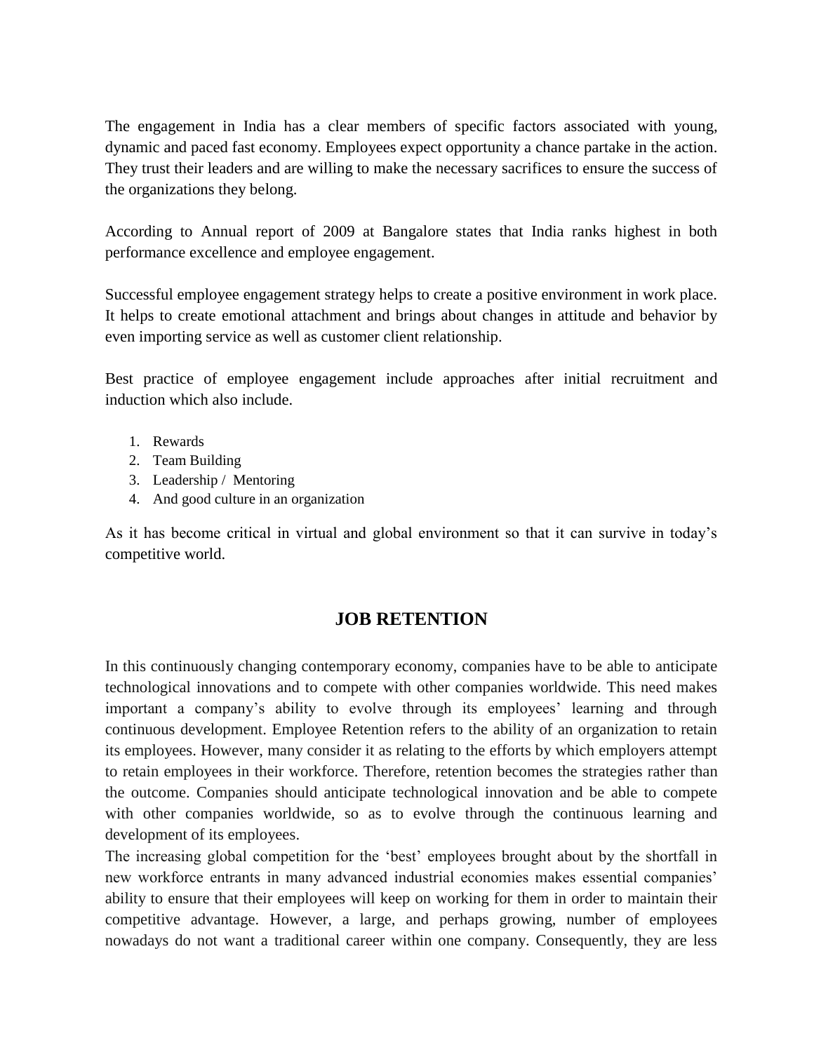The engagement in India has a clear members of specific factors associated with young, dynamic and paced fast economy. Employees expect opportunity a chance partake in the action. They trust their leaders and are willing to make the necessary sacrifices to ensure the success of the organizations they belong.

According to Annual report of 2009 at Bangalore states that India ranks highest in both performance excellence and employee engagement.

Successful employee engagement strategy helps to create a positive environment in work place. It helps to create emotional attachment and brings about changes in attitude and behavior by even importing service as well as customer client relationship.

Best practice of employee engagement include approaches after initial recruitment and induction which also include.

1. Rewards
2. Team Building
3. Leadership / Mentoring
4. And good culture in an organization

As it has become critical in virtual and global environment so that it can survive in today's competitive world.

## JOB RETENTION

In this continuously changing contemporary economy, companies have to be able to anticipate technological innovations and to compete with other companies worldwide. This need makes important a company's ability to evolve through its employees' learning and through continuous development. Employee Retention refers to the ability of an organization to retain its employees. However, many consider it as relating to the efforts by which employers attempt to retain employees in their workforce. Therefore, retention becomes the strategies rather than the outcome. Companies should anticipate technological innovation and be able to compete with other companies worldwide, so as to evolve through the continuous learning and development of its employees.

The increasing global competition for the 'best' employees brought about by the shortfall in new workforce entrants in many advanced industrial economies makes essential companies' ability to ensure that their employees will keep on working for them in order to maintain their competitive advantage. However, a large, and perhaps growing, number of employees nowadays do not want a traditional career within one company. Consequently, they are less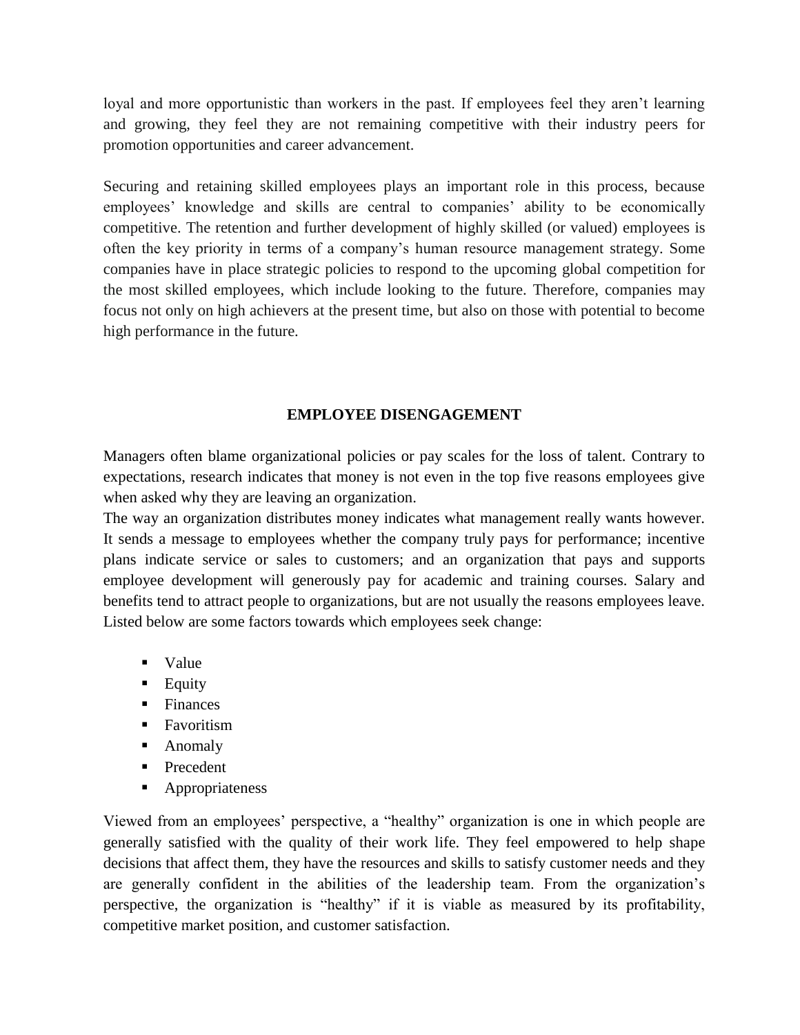loyal and more opportunistic than workers in the past. If employees feel they aren't learning and growing, they feel they are not remaining competitive with their industry peers for promotion opportunities and career advancement.

Securing and retaining skilled employees plays an important role in this process, because employees' knowledge and skills are central to companies' ability to be economically competitive. The retention and further development of highly skilled (or valued) employees is often the key priority in terms of a company's human resource management strategy. Some companies have in place strategic policies to respond to the upcoming global competition for the most skilled employees, which include looking to the future. Therefore, companies may focus not only on high achievers at the present time, but also on those with potential to become high performance in the future.

## EMPLOYEE DISENGAGEMENT

Managers often blame organizational policies or pay scales for the loss of talent. Contrary to expectations, research indicates that money is not even in the top five reasons employees give when asked why they are leaving an organization.

The way an organization distributes money indicates what management really wants however. It sends a message to employees whether the company truly pays for performance; incentive plans indicate service or sales to customers; and an organization that pays and supports employee development will generously pay for academic and training courses. Salary and benefits tend to attract people to organizations, but are not usually the reasons employees leave. Listed below are some factors towards which employees seek change:

- Value
- Equity
- Finances
- Favoritism
- Anomaly
- Precedent
- Appropriateness

Viewed from an employees' perspective, a "healthy" organization is one in which people are generally satisfied with the quality of their work life. They feel empowered to help shape decisions that affect them, they have the resources and skills to satisfy customer needs and they are generally confident in the abilities of the leadership team. From the organization's perspective, the organization is "healthy" if it is viable as measured by its profitability, competitive market position, and customer satisfaction.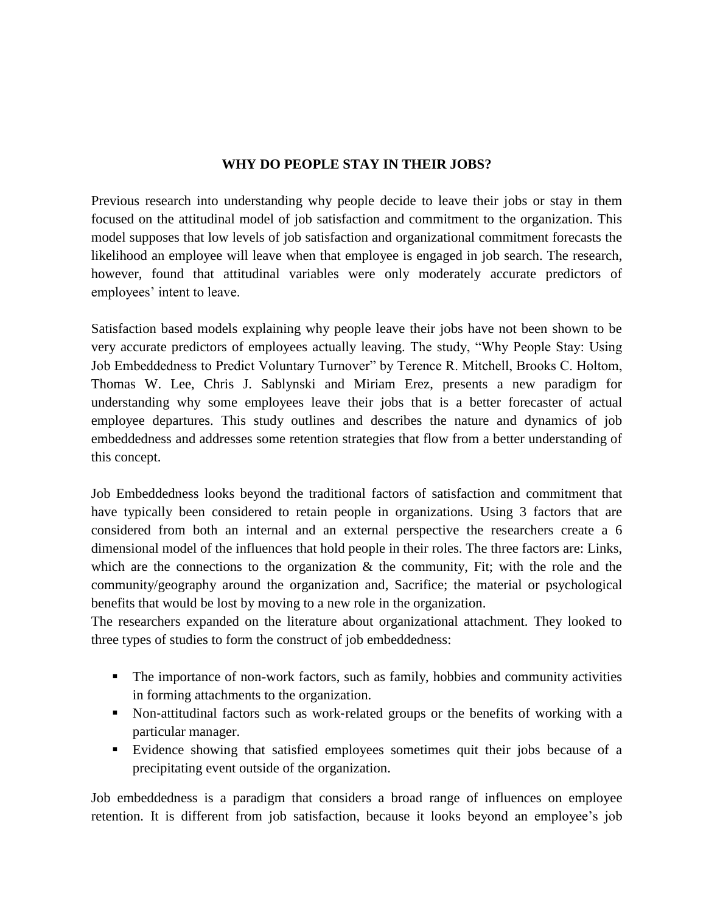## WHY DO PEOPLE STAY IN THEIR JOBS?

Previous research into understanding why people decide to leave their jobs or stay in them focused on the attitudinal model of job satisfaction and commitment to the organization. This model supposes that low levels of job satisfaction and organizational commitment forecasts the likelihood an employee will leave when that employee is engaged in job search. The research, however, found that attitudinal variables were only moderately accurate predictors of employees' intent to leave.

Satisfaction based models explaining why people leave their jobs have not been shown to be very accurate predictors of employees actually leaving. The study, "Why People Stay: Using Job Embeddedness to Predict Voluntary Turnover" by Terence R. Mitchell, Brooks C. Holtom, Thomas W. Lee, Chris J. Sablynski and Miriam Erez, presents a new paradigm for understanding why some employees leave their jobs that is a better forecaster of actual employee departures. This study outlines and describes the nature and dynamics of job embeddedness and addresses some retention strategies that flow from a better understanding of this concept.

Job Embeddedness looks beyond the traditional factors of satisfaction and commitment that have typically been considered to retain people in organizations. Using 3 factors that are considered from both an internal and an external perspective the researchers create a 6 dimensional model of the influences that hold people in their roles. The three factors are: Links, which are the connections to the organization & the community, Fit; with the role and the community/geography around the organization and, Sacrifice; the material or psychological benefits that would be lost by moving to a new role in the organization.
The researchers expanded on the literature about organizational attachment. They looked to three types of studies to form the construct of job embeddedness:

- The importance of non-work factors, such as family, hobbies and community activities in forming attachments to the organization.
- Non-attitudinal factors such as work-related groups or the benefits of working with a particular manager.
- Evidence showing that satisfied employees sometimes quit their jobs because of a precipitating event outside of the organization.

Job embeddedness is a paradigm that considers a broad range of influences on employee retention. It is different from job satisfaction, because it looks beyond an employee's job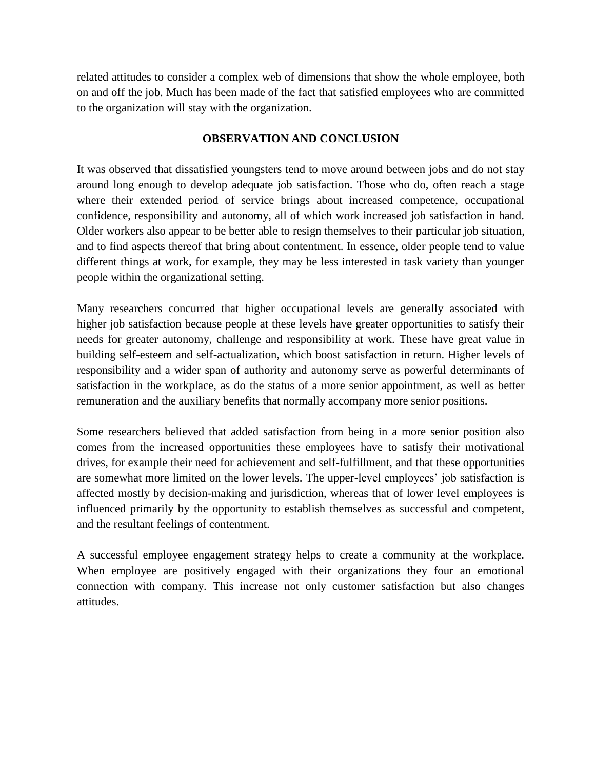related attitudes to consider a complex web of dimensions that show the whole employee, both on and off the job. Much has been made of the fact that satisfied employees who are committed to the organization will stay with the organization.

## OBSERVATION AND CONCLUSION

It was observed that dissatisfied youngsters tend to move around between jobs and do not stay around long enough to develop adequate job satisfaction. Those who do, often reach a stage where their extended period of service brings about increased competence, occupational confidence, responsibility and autonomy, all of which work increased job satisfaction in hand. Older workers also appear to be better able to resign themselves to their particular job situation, and to find aspects thereof that bring about contentment. In essence, older people tend to value different things at work, for example, they may be less interested in task variety than younger people within the organizational setting.

Many researchers concurred that higher occupational levels are generally associated with higher job satisfaction because people at these levels have greater opportunities to satisfy their needs for greater autonomy, challenge and responsibility at work. These have great value in building self-esteem and self-actualization, which boost satisfaction in return. Higher levels of responsibility and a wider span of authority and autonomy serve as powerful determinants of satisfaction in the workplace, as do the status of a more senior appointment, as well as better remuneration and the auxiliary benefits that normally accompany more senior positions.

Some researchers believed that added satisfaction from being in a more senior position also comes from the increased opportunities these employees have to satisfy their motivational drives, for example their need for achievement and self-fulfillment, and that these opportunities are somewhat more limited on the lower levels. The upper-level employees' job satisfaction is affected mostly by decision-making and jurisdiction, whereas that of lower level employees is influenced primarily by the opportunity to establish themselves as successful and competent, and the resultant feelings of contentment.

A successful employee engagement strategy helps to create a community at the workplace. When employee are positively engaged with their organizations they four an emotional connection with company. This increase not only customer satisfaction but also changes attitudes.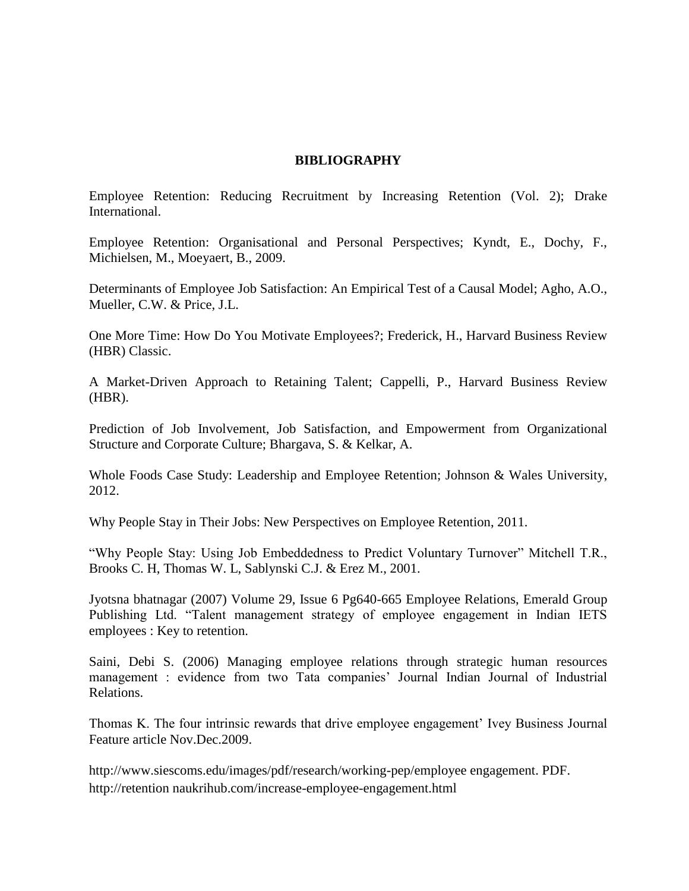# BIBLIOGRAPHY

Employee Retention: Reducing Recruitment by Increasing Retention (Vol. 2); Drake International.

Employee Retention: Organisational and Personal Perspectives; Kyndt, E., Dochy, F., Michielsen, M., Moeyaert, B., 2009.

Determinants of Employee Job Satisfaction: An Empirical Test of a Causal Model; Agho, A.O., Mueller, C.W. & Price, J.L.

One More Time: How Do You Motivate Employees?; Frederick, H., Harvard Business Review (HBR) Classic.

A Market-Driven Approach to Retaining Talent; Cappelli, P., Harvard Business Review (HBR).

Prediction of Job Involvement, Job Satisfaction, and Empowerment from Organizational Structure and Corporate Culture; Bhargava, S. & Kelkar, A.

Whole Foods Case Study: Leadership and Employee Retention; Johnson & Wales University, 2012.

Why People Stay in Their Jobs: New Perspectives on Employee Retention, 2011.

"Why People Stay: Using Job Embeddedness to Predict Voluntary Turnover" Mitchell T.R., Brooks C. H, Thomas W. L, Sablynski C.J. & Erez M., 2001.

Jyotsna bhatnagar (2007) Volume 29, Issue 6 Pg640-665 Employee Relations, Emerald Group Publishing Ltd. "Talent management strategy of employee engagement in Indian IETS employees : Key to retention.

Saini, Debi S. (2006) Managing employee relations through strategic human resources management : evidence from two Tata companies' Journal Indian Journal of Industrial Relations.

Thomas K. The four intrinsic rewards that drive employee engagement' Ivey Business Journal Feature article Nov.Dec.2009.

http://www.siescoms.edu/images/pdf/research/working-pep/employee engagement. PDF.
http://retention naukrihub.com/increase-employee-engagement.html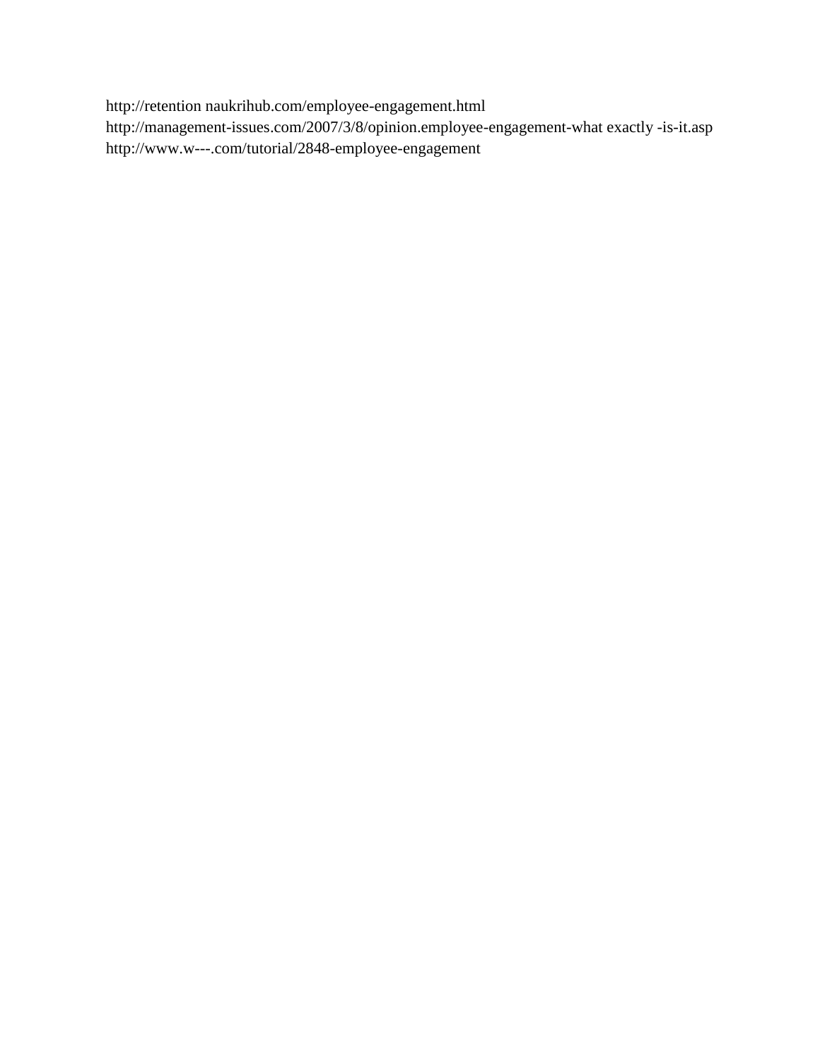http://retention naukrihub.com/employee-engagement.html
http://management-issues.com/2007/3/8/opinion.employee-engagement-what exactly -is-it.asp
http://www.w---.com/tutorial/2848-employee-engagement